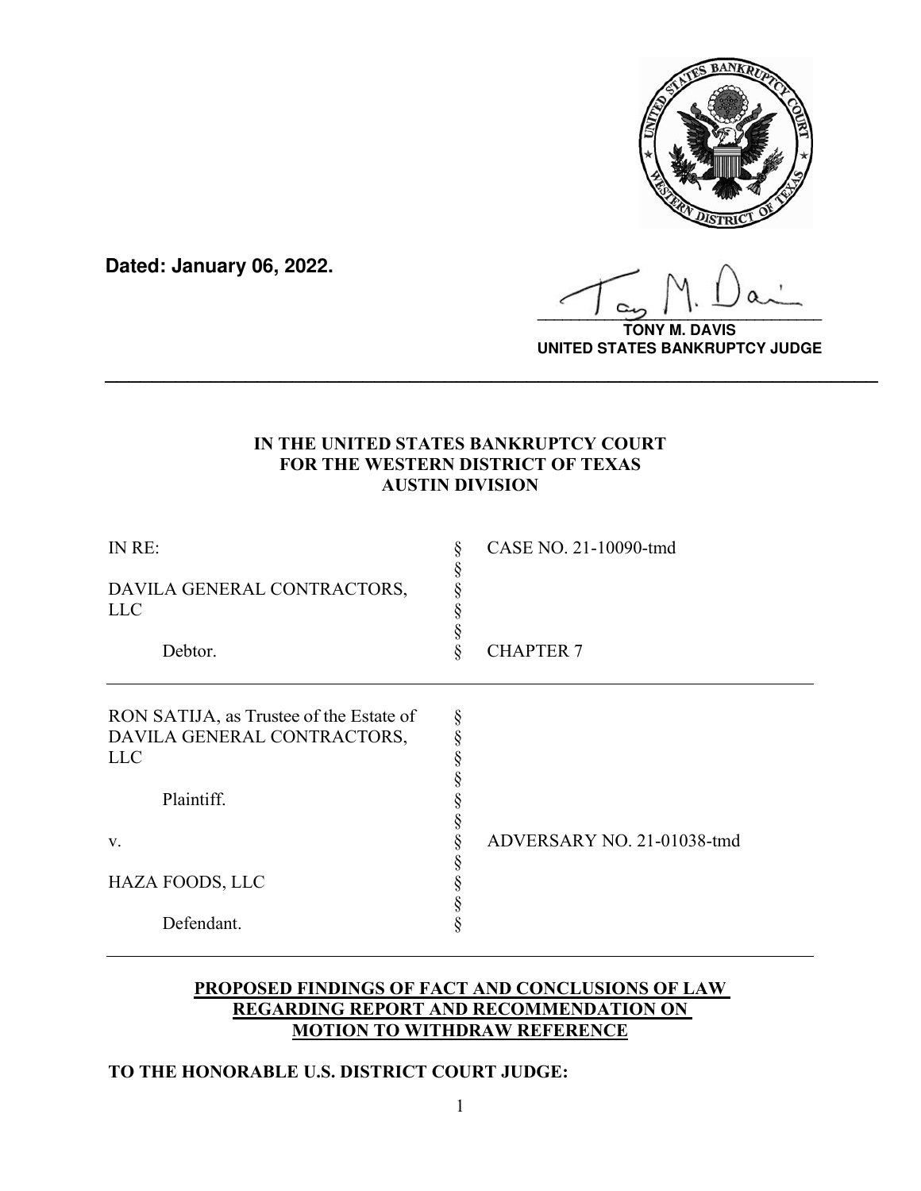**Dated: January 06, 2022.**

**TONY M. DAVIS**
**UNITED STATES BANKRUPTCY JUDGE**

---

**IN THE UNITED STATES BANKRUPTCY COURT**
**FOR THE WESTERN DISTRICT OF TEXAS**
**AUSTIN DIVISION**

| | | |
|---|---|---|
| IN RE: | § | CASE NO. 21-10090-tmd |
| | § | |
| DAVILA GENERAL CONTRACTORS, LLC | § | |
| | § | |
| Debtor. | § | CHAPTER 7 |

| | | |
|---|---|---|
| RON SATIJA, as Trustee of the Estate of DAVILA GENERAL CONTRACTORS, LLC | § | |
| | § | |
| Plaintiff. | § | |
| | § | |
| v. | § | ADVERSARY NO. 21-01038-tmd |
| | § | |
| HAZA FOODS, LLC | § | |
| | § | |
| Defendant. | § | |

**PROPOSED FINDINGS OF FACT AND CONCLUSIONS OF LAW REGARDING REPORT AND RECOMMENDATION ON MOTION TO WITHDRAW REFERENCE**

**TO THE HONORABLE U.S. DISTRICT COURT JUDGE:**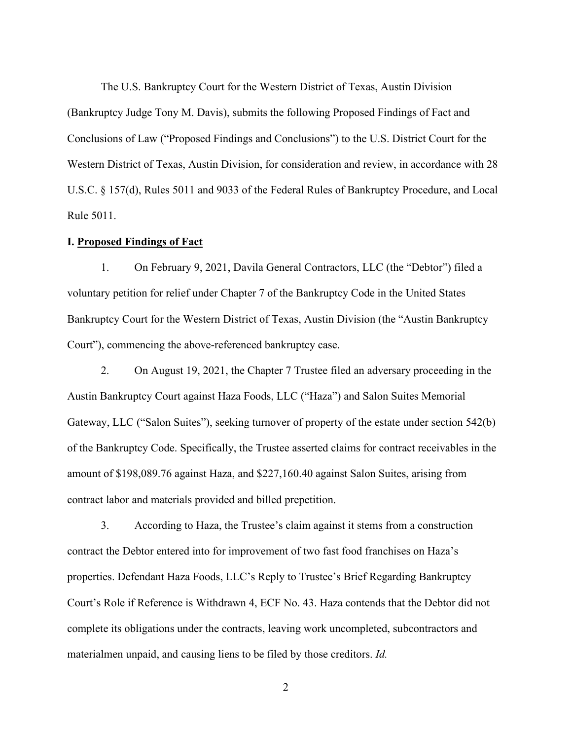The U.S. Bankruptcy Court for the Western District of Texas, Austin Division (Bankruptcy Judge Tony M. Davis), submits the following Proposed Findings of Fact and Conclusions of Law ("Proposed Findings and Conclusions") to the U.S. District Court for the Western District of Texas, Austin Division, for consideration and review, in accordance with 28 U.S.C. § 157(d), Rules 5011 and 9033 of the Federal Rules of Bankruptcy Procedure, and Local Rule 5011.

## I. **Proposed Findings of Fact**

1. On February 9, 2021, Davila General Contractors, LLC (the "Debtor") filed a voluntary petition for relief under Chapter 7 of the Bankruptcy Code in the United States Bankruptcy Court for the Western District of Texas, Austin Division (the "Austin Bankruptcy Court"), commencing the above-referenced bankruptcy case.

2. On August 19, 2021, the Chapter 7 Trustee filed an adversary proceeding in the Austin Bankruptcy Court against Haza Foods, LLC ("Haza") and Salon Suites Memorial Gateway, LLC ("Salon Suites"), seeking turnover of property of the estate under section 542(b) of the Bankruptcy Code. Specifically, the Trustee asserted claims for contract receivables in the amount of $198,089.76 against Haza, and $227,160.40 against Salon Suites, arising from contract labor and materials provided and billed prepetition.

3. According to Haza, the Trustee's claim against it stems from a construction contract the Debtor entered into for improvement of two fast food franchises on Haza's properties. Defendant Haza Foods, LLC's Reply to Trustee's Brief Regarding Bankruptcy Court's Role if Reference is Withdrawn 4, ECF No. 43. Haza contends that the Debtor did not complete its obligations under the contracts, leaving work uncompleted, subcontractors and materialmen unpaid, and causing liens to be filed by those creditors. *Id.*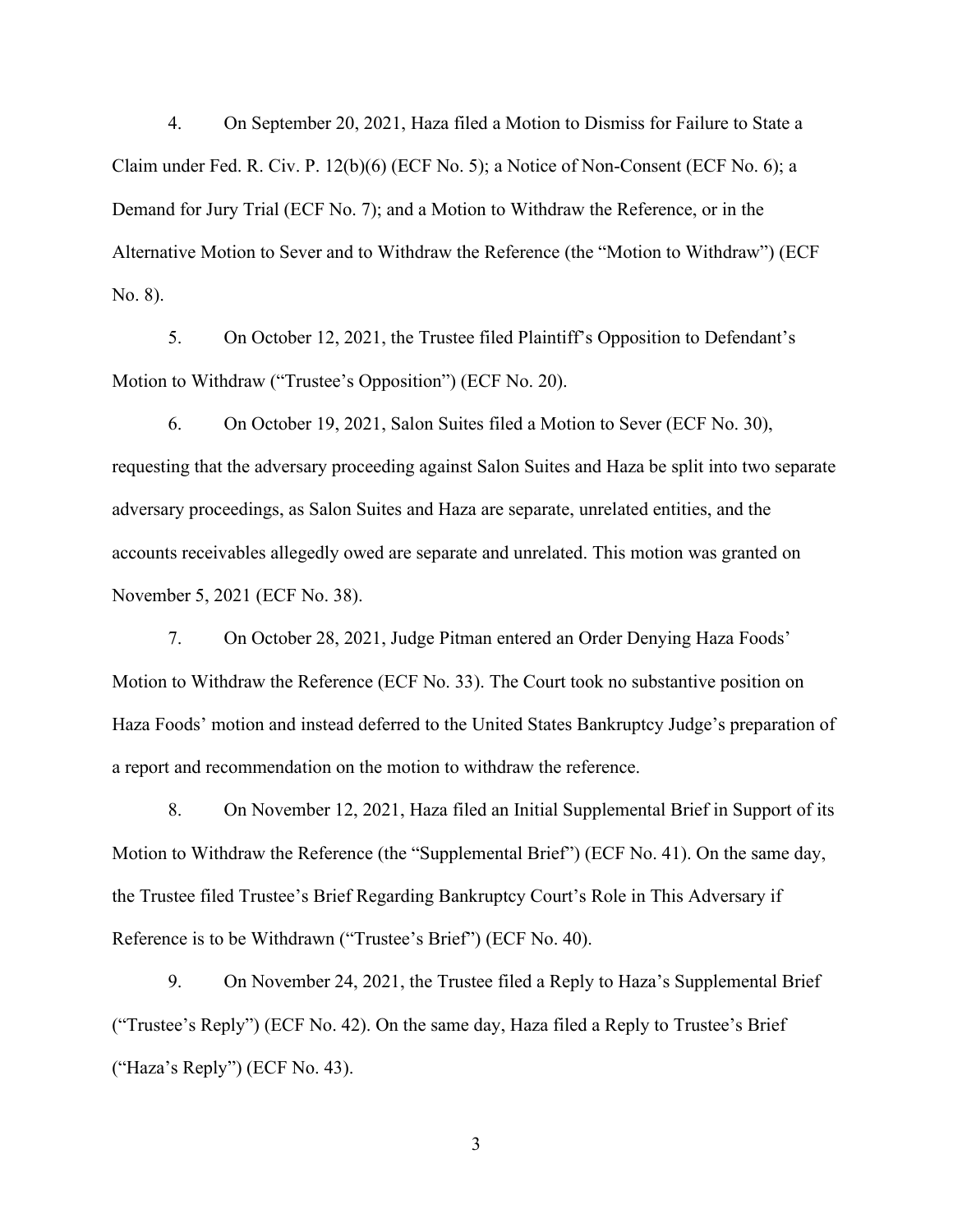4. On September 20, 2021, Haza filed a Motion to Dismiss for Failure to State a Claim under Fed. R. Civ. P. 12(b)(6) (ECF No. 5); a Notice of Non-Consent (ECF No. 6); a Demand for Jury Trial (ECF No. 7); and a Motion to Withdraw the Reference, or in the Alternative Motion to Sever and to Withdraw the Reference (the "Motion to Withdraw") (ECF No. 8).

5. On October 12, 2021, the Trustee filed Plaintiff's Opposition to Defendant's Motion to Withdraw ("Trustee's Opposition") (ECF No. 20).

6. On October 19, 2021, Salon Suites filed a Motion to Sever (ECF No. 30), requesting that the adversary proceeding against Salon Suites and Haza be split into two separate adversary proceedings, as Salon Suites and Haza are separate, unrelated entities, and the accounts receivables allegedly owed are separate and unrelated. This motion was granted on November 5, 2021 (ECF No. 38).

7. On October 28, 2021, Judge Pitman entered an Order Denying Haza Foods' Motion to Withdraw the Reference (ECF No. 33). The Court took no substantive position on Haza Foods' motion and instead deferred to the United States Bankruptcy Judge's preparation of a report and recommendation on the motion to withdraw the reference.

8. On November 12, 2021, Haza filed an Initial Supplemental Brief in Support of its Motion to Withdraw the Reference (the "Supplemental Brief") (ECF No. 41). On the same day, the Trustee filed Trustee's Brief Regarding Bankruptcy Court's Role in This Adversary if Reference is to be Withdrawn ("Trustee's Brief") (ECF No. 40).

9. On November 24, 2021, the Trustee filed a Reply to Haza's Supplemental Brief ("Trustee's Reply") (ECF No. 42). On the same day, Haza filed a Reply to Trustee's Brief ("Haza's Reply") (ECF No. 43).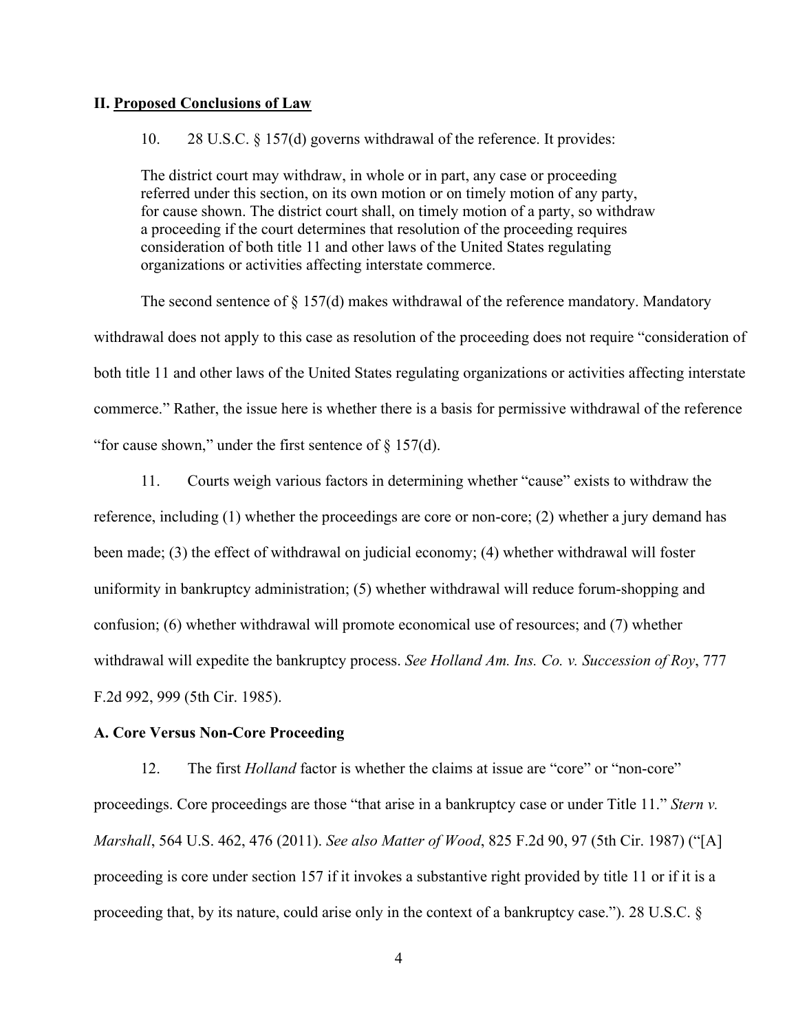## II. Proposed Conclusions of Law

10. 28 U.S.C. § 157(d) governs withdrawal of the reference. It provides:

> The district court may withdraw, in whole or in part, any case or proceeding referred under this section, on its own motion or on timely motion of any party, for cause shown. The district court shall, on timely motion of a party, so withdraw a proceeding if the court determines that resolution of the proceeding requires consideration of both title 11 and other laws of the United States regulating organizations or activities affecting interstate commerce.

The second sentence of § 157(d) makes withdrawal of the reference mandatory. Mandatory withdrawal does not apply to this case as resolution of the proceeding does not require "consideration of both title 11 and other laws of the United States regulating organizations or activities affecting interstate commerce." Rather, the issue here is whether there is a basis for permissive withdrawal of the reference "for cause shown," under the first sentence of § 157(d).

11. Courts weigh various factors in determining whether "cause" exists to withdraw the reference, including (1) whether the proceedings are core or non-core; (2) whether a jury demand has been made; (3) the effect of withdrawal on judicial economy; (4) whether withdrawal will foster uniformity in bankruptcy administration; (5) whether withdrawal will reduce forum-shopping and confusion; (6) whether withdrawal will promote economical use of resources; and (7) whether withdrawal will expedite the bankruptcy process. *See Holland Am. Ins. Co. v. Succession of Roy*, 777 F.2d 992, 999 (5th Cir. 1985).

### A. Core Versus Non-Core Proceeding

12. The first *Holland* factor is whether the claims at issue are "core" or "non-core" proceedings. Core proceedings are those "that arise in a bankruptcy case or under Title 11." *Stern v. Marshall*, 564 U.S. 462, 476 (2011). *See also Matter of Wood*, 825 F.2d 90, 97 (5th Cir. 1987) ("[A] proceeding is core under section 157 if it invokes a substantive right provided by title 11 or if it is a proceeding that, by its nature, could arise only in the context of a bankruptcy case."). 28 U.S.C. §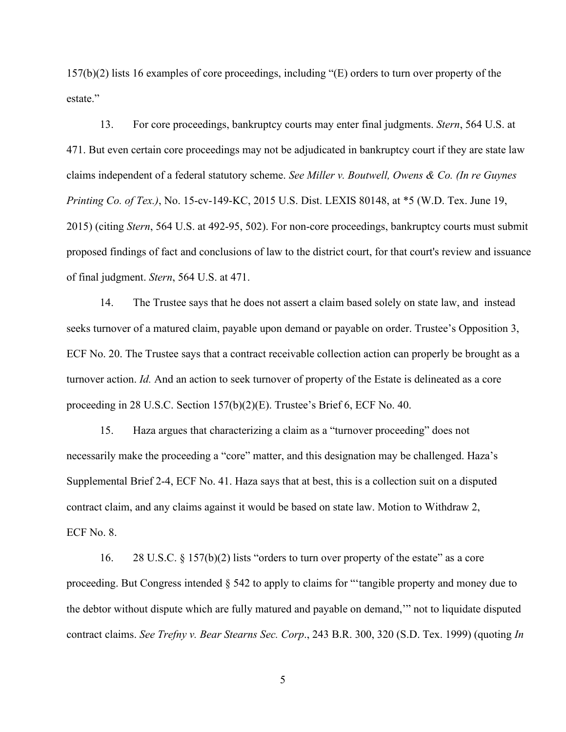157(b)(2) lists 16 examples of core proceedings, including "(E) orders to turn over property of the estate."

13. For core proceedings, bankruptcy courts may enter final judgments. *Stern*, 564 U.S. at 471. But even certain core proceedings may not be adjudicated in bankruptcy court if they are state law claims independent of a federal statutory scheme. *See Miller v. Boutwell, Owens & Co. (In re Guynes Printing Co. of Tex.)*, No. 15-cv-149-KC, 2015 U.S. Dist. LEXIS 80148, at *5 (W.D. Tex. June 19, 2015) (citing *Stern*, 564 U.S. at 492-95, 502). For non-core proceedings, bankruptcy courts must submit proposed findings of fact and conclusions of law to the district court, for that court's review and issuance of final judgment. *Stern*, 564 U.S. at 471.

14. The Trustee says that he does not assert a claim based solely on state law, and instead seeks turnover of a matured claim, payable upon demand or payable on order. Trustee's Opposition 3, ECF No. 20. The Trustee says that a contract receivable collection action can properly be brought as a turnover action. *Id.* And an action to seek turnover of property of the Estate is delineated as a core proceeding in 28 U.S.C. Section 157(b)(2)(E). Trustee's Brief 6, ECF No. 40.

15. Haza argues that characterizing a claim as a "turnover proceeding" does not necessarily make the proceeding a "core" matter, and this designation may be challenged. Haza's Supplemental Brief 2-4, ECF No. 41. Haza says that at best, this is a collection suit on a disputed contract claim, and any claims against it would be based on state law. Motion to Withdraw 2, ECF No. 8.

16. 28 U.S.C. § 157(b)(2) lists "orders to turn over property of the estate" as a core proceeding. But Congress intended § 542 to apply to claims for "'tangible property and money due to the debtor without dispute which are fully matured and payable on demand,'" not to liquidate disputed contract claims. *See Trefny v. Bear Stearns Sec. Corp.*, 243 B.R. 300, 320 (S.D. Tex. 1999) (quoting *In*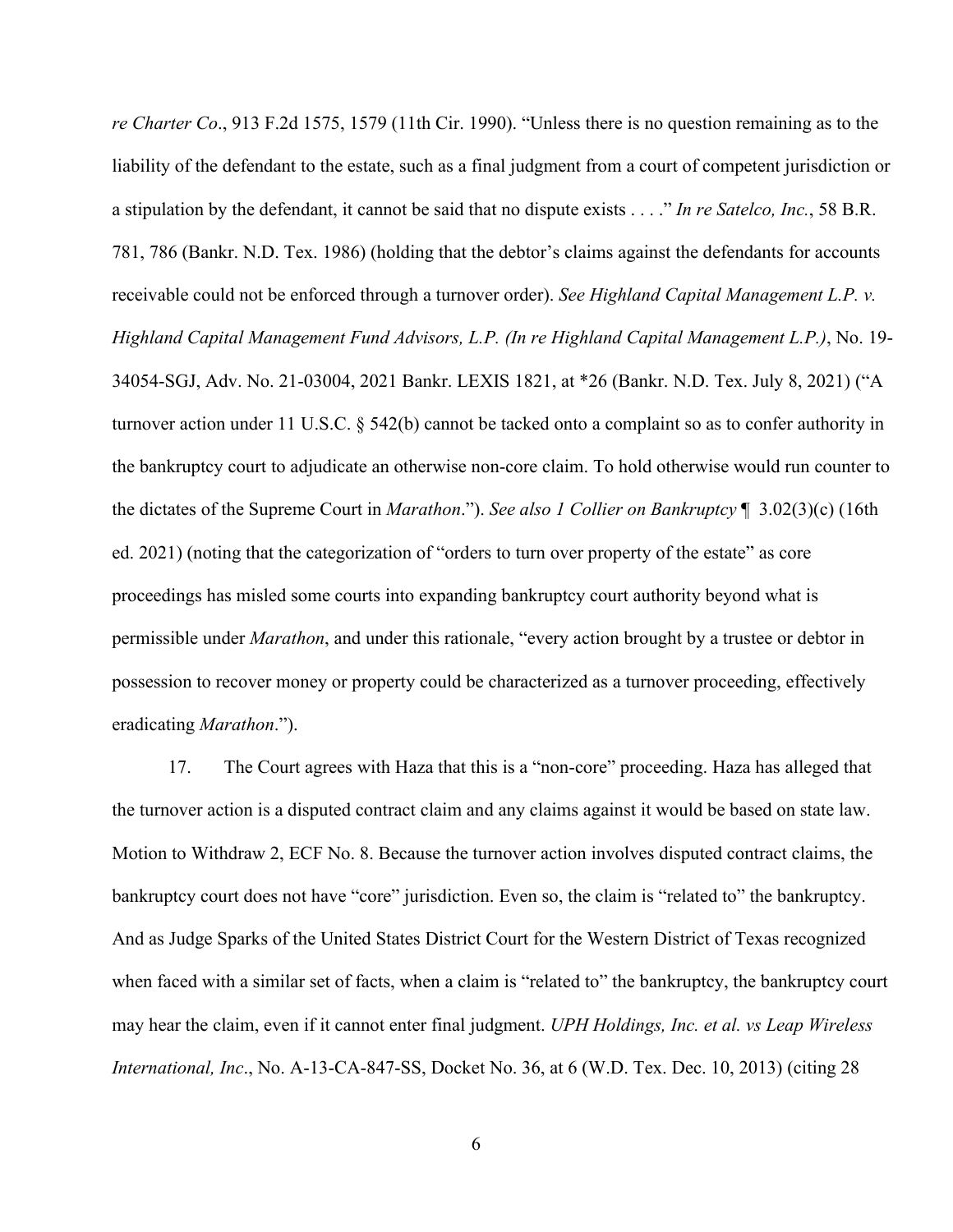*re Charter Co*., 913 F.2d 1575, 1579 (11th Cir. 1990). "Unless there is no question remaining as to the liability of the defendant to the estate, such as a final judgment from a court of competent jurisdiction or a stipulation by the defendant, it cannot be said that no dispute exists . . . ." *In re Satelco, Inc.*, 58 B.R. 781, 786 (Bankr. N.D. Tex. 1986) (holding that the debtor's claims against the defendants for accounts receivable could not be enforced through a turnover order). *See Highland Capital Management L.P. v. Highland Capital Management Fund Advisors, L.P. (In re Highland Capital Management L.P.)*, No. 19-34054-SGJ, Adv. No. 21-03004, 2021 Bankr. LEXIS 1821, at *26 (Bankr. N.D. Tex. July 8, 2021) ("A turnover action under 11 U.S.C. § 542(b) cannot be tacked onto a complaint so as to confer authority in the bankruptcy court to adjudicate an otherwise non-core claim. To hold otherwise would run counter to the dictates of the Supreme Court in *Marathon*."). *See also 1 Collier on Bankruptcy* ¶ 3.02(3)(c) (16th ed. 2021) (noting that the categorization of "orders to turn over property of the estate" as core proceedings has misled some courts into expanding bankruptcy court authority beyond what is permissible under *Marathon*, and under this rationale, "every action brought by a trustee or debtor in possession to recover money or property could be characterized as a turnover proceeding, effectively eradicating *Marathon*.").

17. The Court agrees with Haza that this is a "non-core" proceeding. Haza has alleged that the turnover action is a disputed contract claim and any claims against it would be based on state law. Motion to Withdraw 2, ECF No. 8. Because the turnover action involves disputed contract claims, the bankruptcy court does not have "core" jurisdiction. Even so, the claim is "related to" the bankruptcy. And as Judge Sparks of the United States District Court for the Western District of Texas recognized when faced with a similar set of facts, when a claim is "related to" the bankruptcy, the bankruptcy court may hear the claim, even if it cannot enter final judgment. *UPH Holdings, Inc. et al. vs Leap Wireless International, Inc*., No. A-13-CA-847-SS, Docket No. 36, at 6 (W.D. Tex. Dec. 10, 2013) (citing 28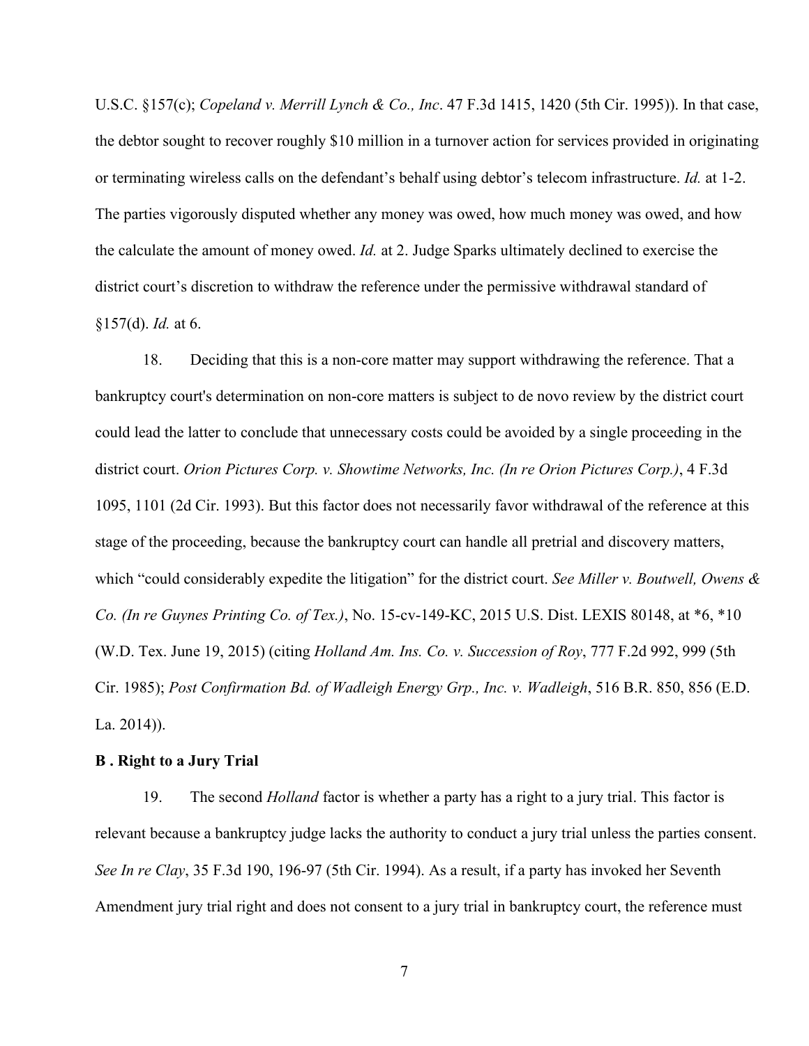U.S.C. §157(c); *Copeland v. Merrill Lynch & Co., Inc*. 47 F.3d 1415, 1420 (5th Cir. 1995)). In that case, the debtor sought to recover roughly $10 million in a turnover action for services provided in originating or terminating wireless calls on the defendant's behalf using debtor's telecom infrastructure. *Id.* at 1-2. The parties vigorously disputed whether any money was owed, how much money was owed, and how the calculate the amount of money owed. *Id.* at 2. Judge Sparks ultimately declined to exercise the district court's discretion to withdraw the reference under the permissive withdrawal standard of §157(d). *Id.* at 6.

18. Deciding that this is a non-core matter may support withdrawing the reference. That a bankruptcy court's determination on non-core matters is subject to de novo review by the district court could lead the latter to conclude that unnecessary costs could be avoided by a single proceeding in the district court. *Orion Pictures Corp. v. Showtime Networks, Inc. (In re Orion Pictures Corp.)*, 4 F.3d 1095, 1101 (2d Cir. 1993). But this factor does not necessarily favor withdrawal of the reference at this stage of the proceeding, because the bankruptcy court can handle all pretrial and discovery matters, which "could considerably expedite the litigation" for the district court. *See Miller v. Boutwell, Owens & Co. (In re Guynes Printing Co. of Tex.)*, No. 15-cv-149-KC, 2015 U.S. Dist. LEXIS 80148, at *6, *10 (W.D. Tex. June 19, 2015) (citing *Holland Am. Ins. Co. v. Succession of Roy*, 777 F.2d 992, 999 (5th Cir. 1985); *Post Confirmation Bd. of Wadleigh Energy Grp., Inc. v. Wadleigh*, 516 B.R. 850, 856 (E.D. La. 2014)).

**B . Right to a Jury Trial**

19. The second *Holland* factor is whether a party has a right to a jury trial. This factor is relevant because a bankruptcy judge lacks the authority to conduct a jury trial unless the parties consent. *See In re Clay*, 35 F.3d 190, 196-97 (5th Cir. 1994). As a result, if a party has invoked her Seventh Amendment jury trial right and does not consent to a jury trial in bankruptcy court, the reference must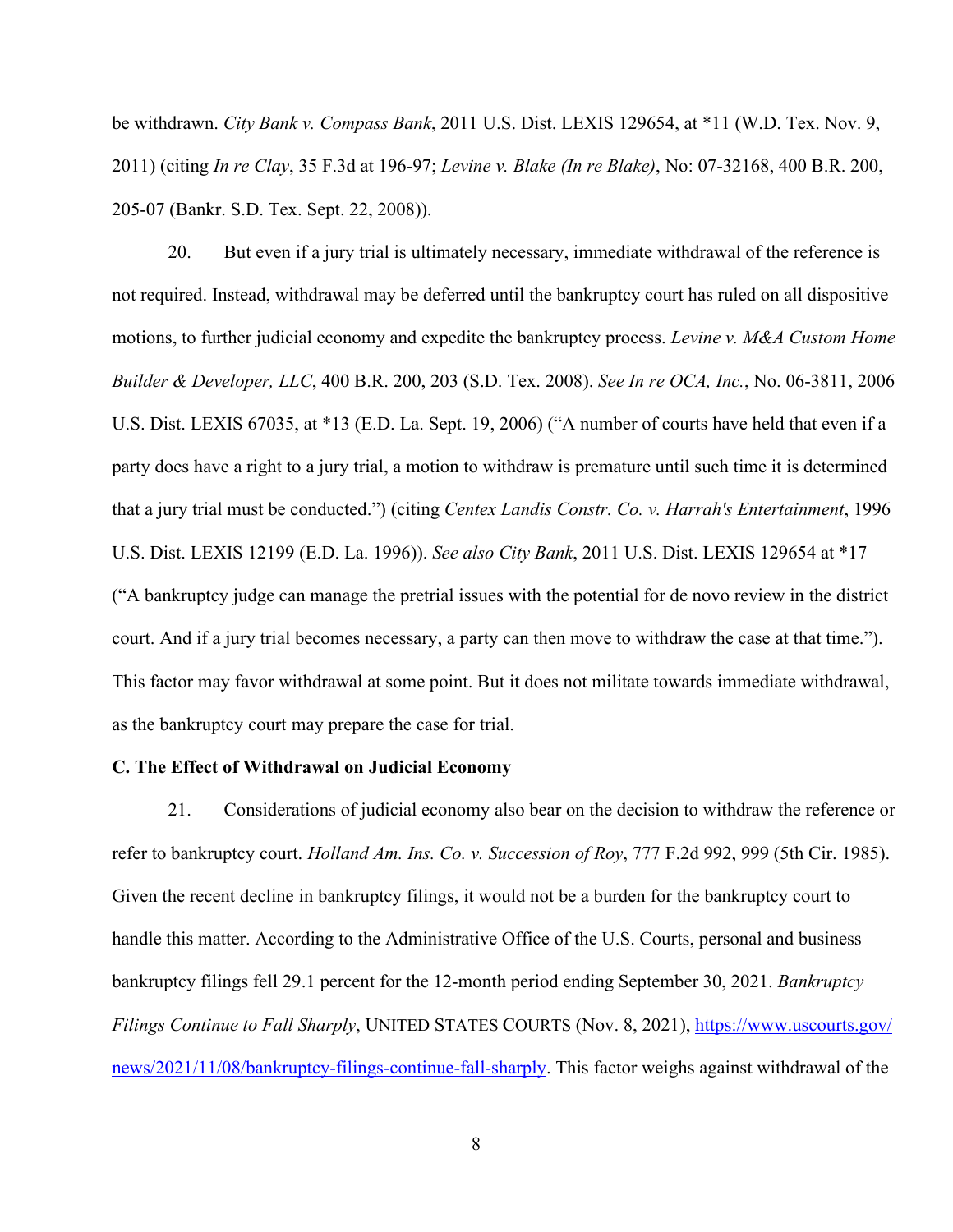be withdrawn. *City Bank v. Compass Bank*, 2011 U.S. Dist. LEXIS 129654, at *11 (W.D. Tex. Nov. 9, 2011) (citing *In re Clay*, 35 F.3d at 196-97; *Levine v. Blake (In re Blake)*, No: 07-32168, 400 B.R. 200, 205-07 (Bankr. S.D. Tex. Sept. 22, 2008)).

20. But even if a jury trial is ultimately necessary, immediate withdrawal of the reference is not required. Instead, withdrawal may be deferred until the bankruptcy court has ruled on all dispositive motions, to further judicial economy and expedite the bankruptcy process. *Levine v. M&A Custom Home Builder & Developer, LLC*, 400 B.R. 200, 203 (S.D. Tex. 2008). *See In re OCA, Inc.*, No. 06-3811, 2006 U.S. Dist. LEXIS 67035, at *13 (E.D. La. Sept. 19, 2006) ("A number of courts have held that even if a party does have a right to a jury trial, a motion to withdraw is premature until such time it is determined that a jury trial must be conducted.") (citing *Centex Landis Constr. Co. v. Harrah's Entertainment*, 1996 U.S. Dist. LEXIS 12199 (E.D. La. 1996)). *See also City Bank*, 2011 U.S. Dist. LEXIS 129654 at *17 ("A bankruptcy judge can manage the pretrial issues with the potential for de novo review in the district court. And if a jury trial becomes necessary, a party can then move to withdraw the case at that time."). This factor may favor withdrawal at some point. But it does not militate towards immediate withdrawal, as the bankruptcy court may prepare the case for trial.

**C. The Effect of Withdrawal on Judicial Economy**

21. Considerations of judicial economy also bear on the decision to withdraw the reference or refer to bankruptcy court. *Holland Am. Ins. Co. v. Succession of Roy*, 777 F.2d 992, 999 (5th Cir. 1985). Given the recent decline in bankruptcy filings, it would not be a burden for the bankruptcy court to handle this matter. According to the Administrative Office of the U.S. Courts, personal and business bankruptcy filings fell 29.1 percent for the 12-month period ending September 30, 2021. *Bankruptcy Filings Continue to Fall Sharply*, UNITED STATES COURTS (Nov. 8, 2021), [https://www.uscourts.gov/news/2021/11/08/bankruptcy-filings-continue-fall-sharply](https://www.uscourts.gov/news/2021/11/08/bankruptcy-filings-continue-fall-sharply). This factor weighs against withdrawal of the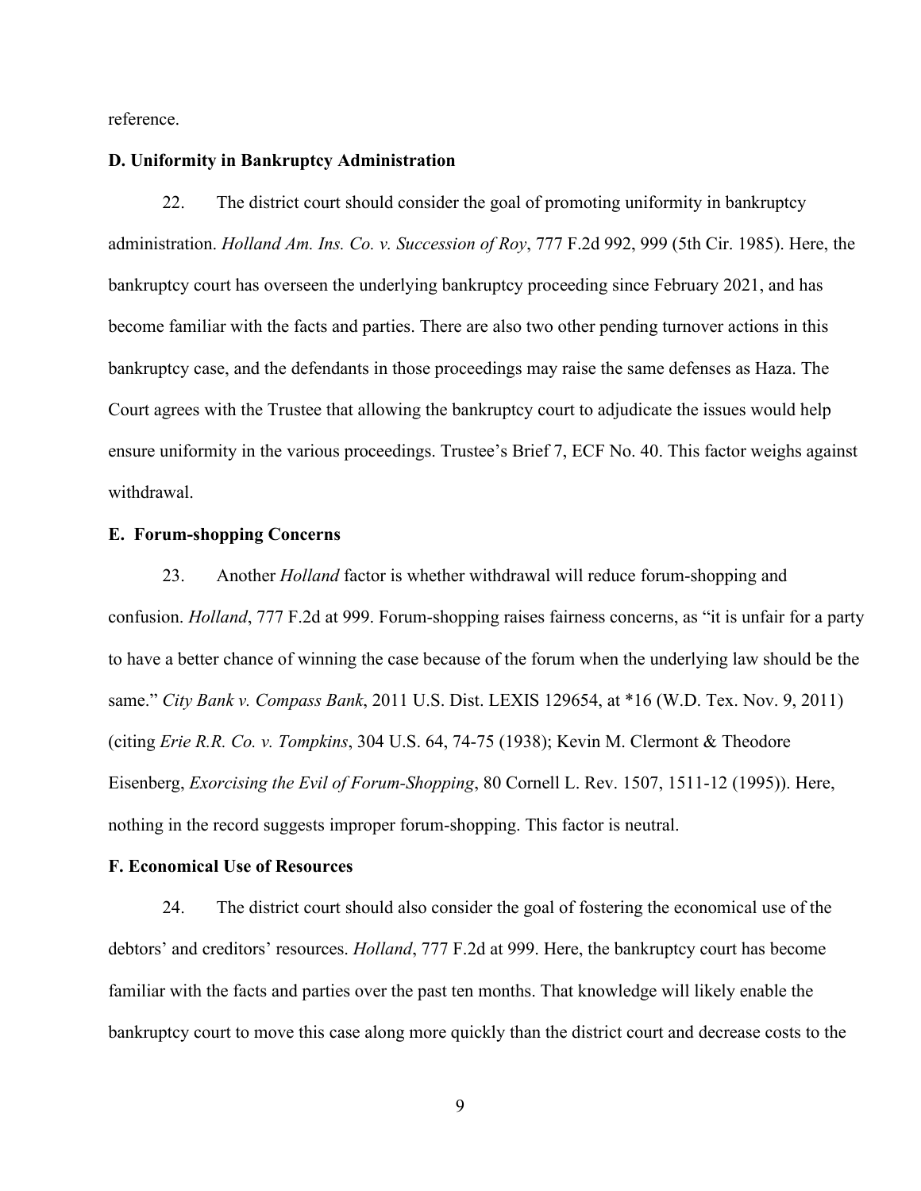reference.

**D. Uniformity in Bankruptcy Administration**

22. The district court should consider the goal of promoting uniformity in bankruptcy administration. *Holland Am. Ins. Co. v. Succession of Roy*, 777 F.2d 992, 999 (5th Cir. 1985). Here, the bankruptcy court has overseen the underlying bankruptcy proceeding since February 2021, and has become familiar with the facts and parties. There are also two other pending turnover actions in this bankruptcy case, and the defendants in those proceedings may raise the same defenses as Haza. The Court agrees with the Trustee that allowing the bankruptcy court to adjudicate the issues would help ensure uniformity in the various proceedings. Trustee's Brief 7, ECF No. 40. This factor weighs against withdrawal.

**E. Forum-shopping Concerns**

23. Another *Holland* factor is whether withdrawal will reduce forum-shopping and confusion. *Holland*, 777 F.2d at 999. Forum-shopping raises fairness concerns, as "it is unfair for a party to have a better chance of winning the case because of the forum when the underlying law should be the same." *City Bank v. Compass Bank*, 2011 U.S. Dist. LEXIS 129654, at *16 (W.D. Tex. Nov. 9, 2011) (citing *Erie R.R. Co. v. Tompkins*, 304 U.S. 64, 74-75 (1938); Kevin M. Clermont & Theodore Eisenberg, *Exorcising the Evil of Forum-Shopping*, 80 Cornell L. Rev. 1507, 1511-12 (1995)). Here, nothing in the record suggests improper forum-shopping. This factor is neutral.

**F. Economical Use of Resources**

24. The district court should also consider the goal of fostering the economical use of the debtors' and creditors' resources. *Holland*, 777 F.2d at 999. Here, the bankruptcy court has become familiar with the facts and parties over the past ten months. That knowledge will likely enable the bankruptcy court to move this case along more quickly than the district court and decrease costs to the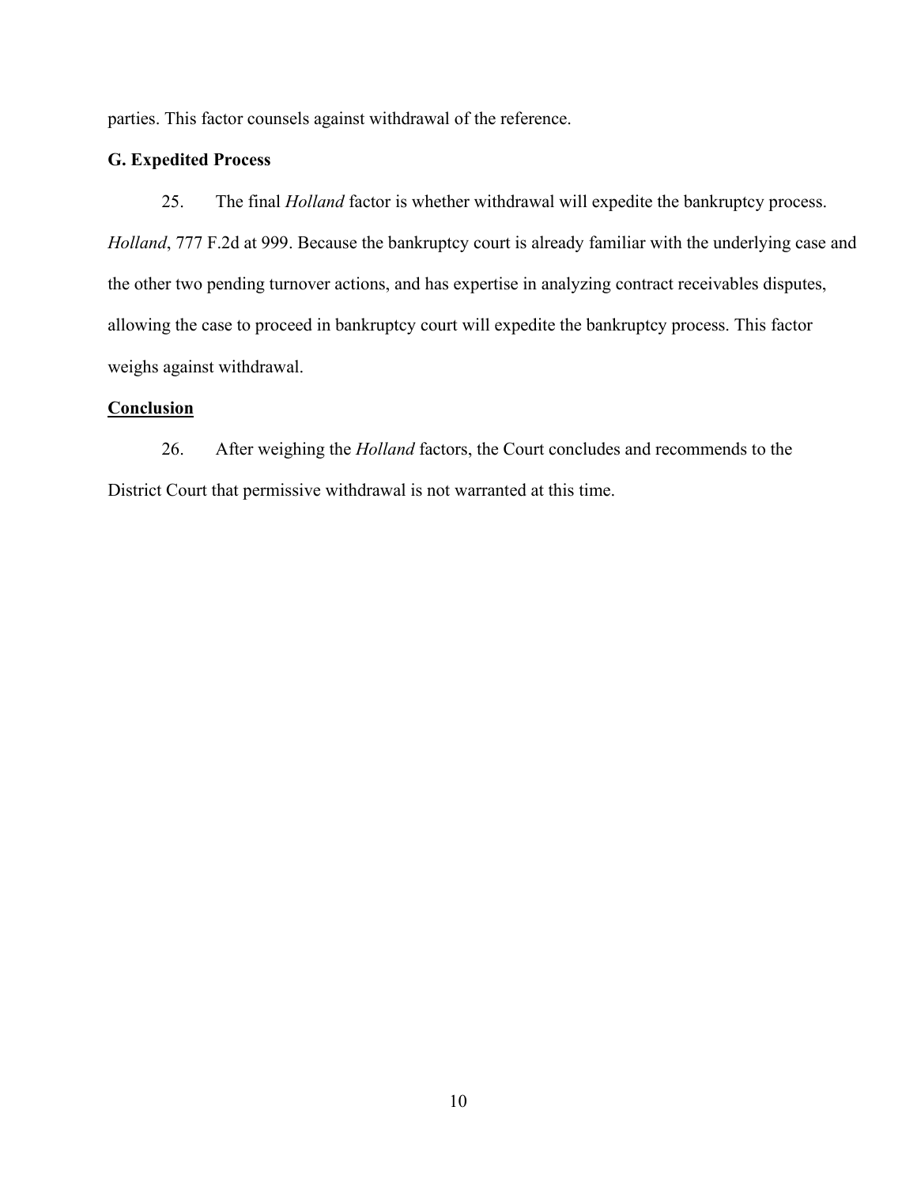parties. This factor counsels against withdrawal of the reference.

**G. Expedited Process**

25. The final *Holland* factor is whether withdrawal will expedite the bankruptcy process. *Holland*, 777 F.2d at 999. Because the bankruptcy court is already familiar with the underlying case and the other two pending turnover actions, and has expertise in analyzing contract receivables disputes, allowing the case to proceed in bankruptcy court will expedite the bankruptcy process. This factor weighs against withdrawal.

**Conclusion**

26. After weighing the *Holland* factors, the Court concludes and recommends to the District Court that permissive withdrawal is not warranted at this time.